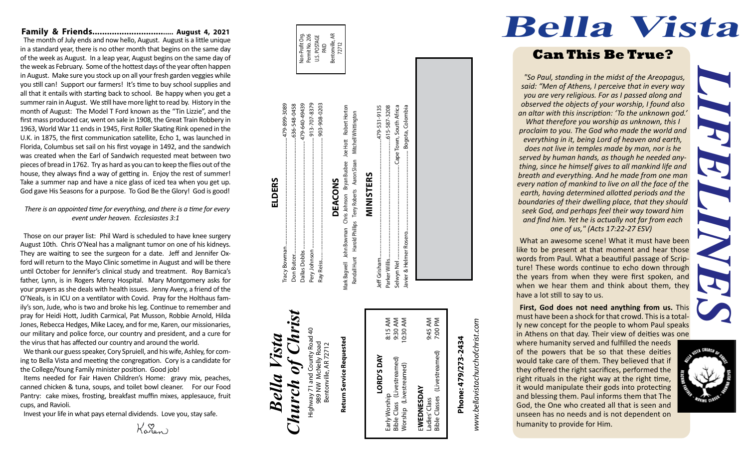**Family & Friends................................. August 4, 2021**

The month of July ends and now hello, August. August is a little unique in a standard year, there is no other month that begins on the same day of the week as August. In a leap year, August begins on the same day of the week as February. Some of the hottest days of the year often happen in August. Make sure you stock up on all your fresh garden veggies while you still can! Support our farmers! It's time to buy school supplies and all that it entails with starting back to school. Be happy when you get a summer rain in August. We still have more light to read by. History in the month of August: The Model T Ford known as the "Tin Lizzie", and the first mass produced car, went on sale in 1908, the Great Train Robbery in 1963, World War 11 ends in 1945, First Roller Skating Rink opened in the U.K. in 1875, the first communication satellite, Echo 1, was launched in Florida, Columbus set sail on his first voyage in 1492, and the sandwich was created when the Earl of Sandwich requested meat between two pieces of bread in 1762. Try as hard as you can to keep the flies out of the house, they always find a way of getting in. Enjoy the rest of summer! Take a summer nap and have a nice glass of iced tea when you get up. God gave His Seasons for a purpose. To God Be the Glory! God is good!

*There is an appointed time for everything, and there is a time for every event under heaven. Ecclesiastes 3:1*

Those on our prayer list: Phil Ward is scheduled to have knee surgery August 10th. Chris O'Neal has a malignant tumor on one of his kidneys. They are waiting to see the surgeon for a date. Jeff and Jennifer Oxford will return to the Mayo Clinic sometime in August and will be there until October for Jennifer's clinical study and treatment. Roy Barnica's father, Lynn, is in Rogers Mercy Hospital. Mary Montgomery asks for your prayers as she deals with health issues. Jenny Avery, a friend of the O'Neals, is in ICU on a ventilator with Covid. Pray for the Holthaus family's son, Jude, who is two and broke his leg. Continue to remember and pray for Heidi Hott, Judith Carmical, Pat Musson, Robbie Arnold, Hilda Jones, Rebecca Hedges, Mike Lacey, and for me, Karen, our missionaries, our military and police force, our country and president, and a cure for the virus that has affected our country and around the world.

We thank our guess speaker, Cory Spruiell, and his wife, Ashley, for coming to Bella Vista and meeting the congregation. Cory is a candidate for the College/Young Family minister position. Good job!

Items needed for Fair Haven Children's Home: gravy mix, peaches, canned chicken & tuna, soups, and toilet bowl cleaner. For our Food Pantry: cake mixes, frosting, breakfast muffin mixes, applesauce, fruit cups, and Ravioli.

Invest your life in what pays eternal dividends. Love you, stay safe.

Karen

# *Bella Vista Church of Christ*

Highway 71 and County Road 40
989 NW McNelly Road
Bentonville, AR 72712

**Return Service Requested**

| **LORD'S DAY** | |
|---|---|
| Early Worship | 8:15 AM |
| Bible Class (Livestreamed) | 9:30 AM |
| Worship (Livestreamed) | 10:30 AM |
| **WEDNESDAY** | |
| Ladies' Class | 9:45 AM |
| Bible Classes (Livestreamed) | 7:00 PM |

**Phone: 479/273-2434**

*www.bellavistachurchofchrist.com*

Non-Profit Org.
Permit No. 206
U.S. POSTAGE
PAID
Bentonville, AR
72712

## ELDERS

Tracy Bowman.......................................479-899-3089
Don Butcer.............................................636-548-0458
Dallas Dobbs .........................................479-640-49439
Pery Johnson ........................................913-707-8379
Ray Reiss................................................903-908-0203

## DEACONS

Mark Bagwell John Bowman Chris Johnson Bryan Busbee Joe Hott Robert Horton
Randall Hunt Harold Phillips Terry Roberts Aaron Sloan Mitchell Whittington

## MINISTERS

Jeff Grisham...........................................479-531-9135
Parker Willis...........................................615-587-3208
Selwyn Nel.......................................Cape Town, South Africa
Javier & Helmer Rosero.........................Bogota, Colombia

# *Bella Vista LIFELINES*

## Can This Be True?

*"So Paul, standing in the midst of the Areopagus, said: "Men of Athens, I perceive that in every way you are very religious. For as I passed along and observed the objects of your worship, I found also an altar with this inscription: 'To the unknown god.' What therefore you worship as unknown, this I proclaim to you. The God who made the world and everything in it, being Lord of heaven and earth, does not live in temples made by man, nor is he served by human hands, as though he needed anything, since he himself gives to all mankind life and breath and everything. And he made from one man every nation of mankind to live on all the face of the earth, having determined allotted periods and the boundaries of their dwelling place, that they should seek God, and perhaps feel their way toward him and find him. Yet he is actually not far from each one of us," (Acts 17:22-27 ESV)*

What an awesome scene! What it must have been like to be present at that moment and hear those words from Paul. What a beautiful passage of Scripture! These words continue to echo down through the years from when they were first spoken, and when we hear them and think about them, they have a lot still to say to us.

**First, God does not need anything from us.** This must have been a shock for that crowd. This is a totally new concept for the people to whom Paul speaks in Athens on that day. Their view of deities was one where humanity served and fulfilled the needs of the powers that be so that these deities would take care of them. They believed that if they offered the right sacrifices, performed the right rituals in the right way at the right time, it would manipulate their gods into protecting and blessing them. Paul informs them that The God, the One who created all that is seen and unseen has no needs and is not dependent on humanity to provide for Him.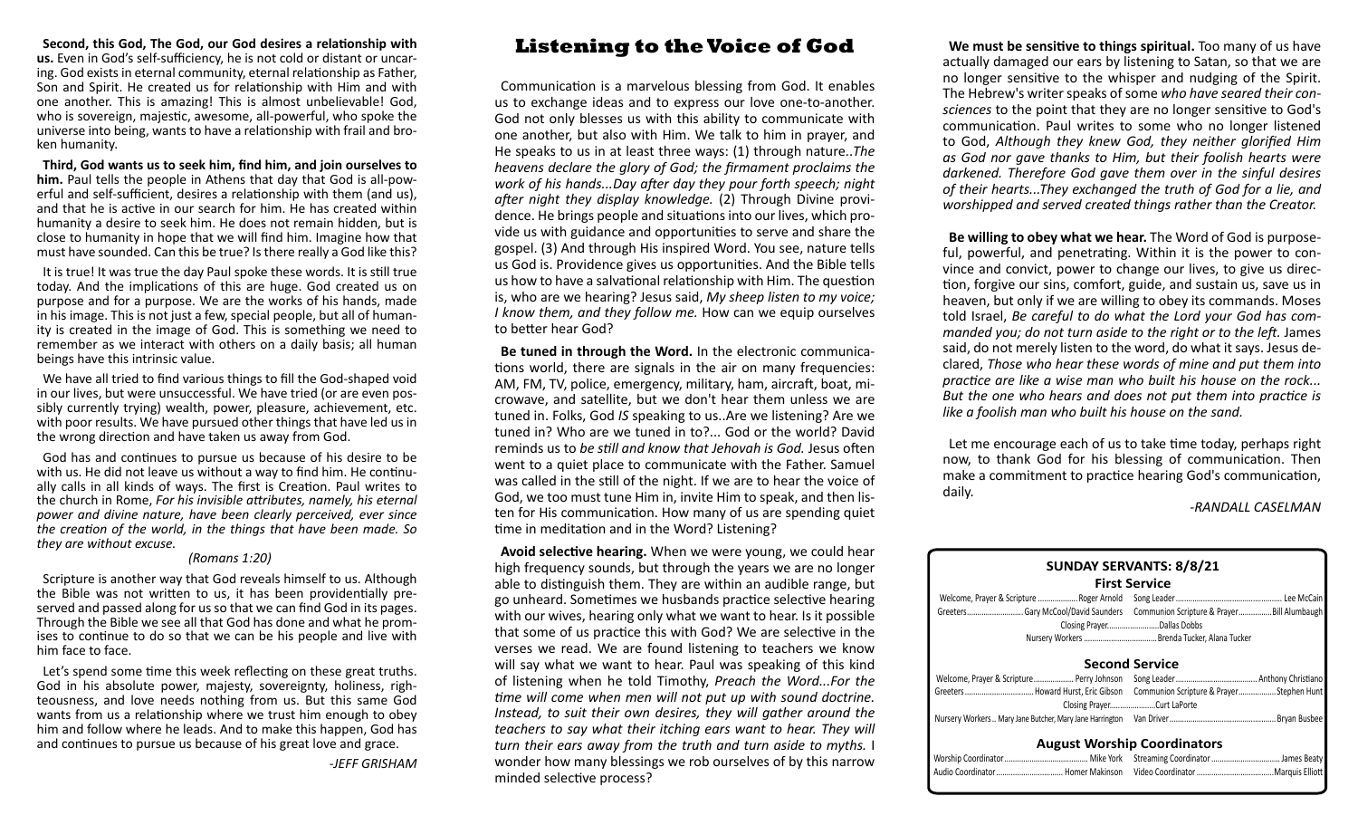**Second, this God, The God, our God desires a relationship with us.** Even in God's self-sufficiency, he is not cold or distant or uncaring. God exists in eternal community, eternal relationship as Father, Son and Spirit. He created us for relationship with Him and with one another. This is amazing! This is almost unbelievable! God, who is sovereign, majestic, awesome, all-powerful, who spoke the universe into being, wants to have a relationship with frail and broken humanity.

**Third, God wants us to seek him, find him, and join ourselves to him.** Paul tells the people in Athens that day that God is all-powerful and self-sufficient, desires a relationship with them (and us), and that he is active in our search for him. He has created within humanity a desire to seek him. He does not remain hidden, but is close to humanity in hope that we will find him. Imagine how that must have sounded. Can this be true? Is there really a God like this?

It is true! It was true the day Paul spoke these words. It is still true today. And the implications of this are huge. God created us on purpose and for a purpose. We are the works of his hands, made in his image. This is not just a few, special people, but all of humanity is created in the image of God. This is something we need to remember as we interact with others on a daily basis; all human beings have this intrinsic value.

We have all tried to find various things to fill the God-shaped void in our lives, but were unsuccessful. We have tried (or are even possibly currently trying) wealth, power, pleasure, achievement, etc. with poor results. We have pursued other things that have led us in the wrong direction and have taken us away from God.

God has and continues to pursue us because of his desire to be with us. He did not leave us without a way to find him. He continually calls in all kinds of ways. The first is Creation. Paul writes to the church in Rome, *For his invisible attributes, namely, his eternal power and divine nature, have been clearly perceived, ever since the creation of the world, in the things that have been made. So they are without excuse.*

*(Romans 1:20)*

Scripture is another way that God reveals himself to us. Although the Bible was not written to us, it has been providentially preserved and passed along for us so that we can find God in its pages. Through the Bible we see all that God has done and what he promises to continue to do so that we can be his people and live with him face to face.

Let's spend some time this week reflecting on these great truths. God in his absolute power, majesty, sovereignty, holiness, righteousness, and love needs nothing from us. But this same God wants from us a relationship where we trust him enough to obey him and follow where he leads. And to make this happen, God has and continues to pursue us because of his great love and grace.

*-JEFF GRISHAM*

# Listening to the Voice of God

Communication is a marvelous blessing from God. It enables us to exchange ideas and to express our love one-to-another. God not only blesses us with this ability to communicate with one another, but also with Him. We talk to him in prayer, and He speaks to us in at least three ways: (1) through nature..*The heavens declare the glory of God; the firmament proclaims the work of his hands...Day after day they pour forth speech; night after night they display knowledge.* (2) Through Divine providence. He brings people and situations into our lives, which provide us with guidance and opportunities to serve and share the gospel. (3) And through His inspired Word. You see, nature tells us God is. Providence gives us opportunities. And the Bible tells us how to have a salvational relationship with Him. The question is, who are we hearing? Jesus said, *My sheep listen to my voice; I know them, and they follow me.* How can we equip ourselves to better hear God?

**Be tuned in through the Word.** In the electronic communications world, there are signals in the air on many frequencies: AM, FM, TV, police, emergency, military, ham, aircraft, boat, microwave, and satellite, but we don't hear them unless we are tuned in. Folks, God *IS* speaking to us..Are we listening? Are we tuned in? Who are we tuned in to?... God or the world? David reminds us to *be still and know that Jehovah is God.* Jesus often went to a quiet place to communicate with the Father. Samuel was called in the still of the night. If we are to hear the voice of God, we too must tune Him in, invite Him to speak, and then listen for His communication. How many of us are spending quiet time in meditation and in the Word? Listening?

**Avoid selective hearing.** When we were young, we could hear high frequency sounds, but through the years we are no longer able to distinguish them. They are within an audible range, but go unheard. Sometimes we husbands practice selective hearing with our wives, hearing only what we want to hear. Is it possible that some of us practice this with God? We are selective in the verses we read. We are found listening to teachers we know will say what we want to hear. Paul was speaking of this kind of listening when he told Timothy, *Preach the Word...For the time will come when men will not put up with sound doctrine. Instead, to suit their own desires, they will gather around the teachers to say what their itching ears want to hear. They will turn their ears away from the truth and turn aside to myths.* I wonder how many blessings we rob ourselves of by this narrow minded selective process?

**We must be sensitive to things spiritual.** Too many of us have actually damaged our ears by listening to Satan, so that we are no longer sensitive to the whisper and nudging of the Spirit. The Hebrew's writer speaks of some *who have seared their consciences* to the point that they are no longer sensitive to God's communication. Paul writes to some who no longer listened to God, *Although they knew God, they neither glorified Him as God nor gave thanks to Him, but their foolish hearts were darkened. Therefore God gave them over in the sinful desires of their hearts...They exchanged the truth of God for a lie, and worshipped and served created things rather than the Creator.*

**Be willing to obey what we hear.** The Word of God is purposeful, powerful, and penetrating. Within it is the power to convince and convict, power to change our lives, to give us direction, forgive our sins, comfort, guide, and sustain us, save us in heaven, but only if we are willing to obey its commands. Moses told Israel, *Be careful to do what the Lord your God has commanded you; do not turn aside to the right or to the left.* James said, do not merely listen to the word, do what it says. Jesus declared, *Those who hear these words of mine and put them into practice are like a wise man who built his house on the rock... But the one who hears and does not put them into practice is like a foolish man who built his house on the sand.*

Let me encourage each of us to take time today, perhaps right now, to thank God for his blessing of communication. Then make a commitment to practice hearing God's communication, daily.

*-RANDALL CASELMAN*

## SUNDAY SERVANTS: 8/8/21

### First Service

Welcome, Prayer & Scripture .................. Roger Arnold
Song Leader .................. Lee McCain
Greeters .................. Gary McCool/David Saunders
Communion Scripture & Prayer .................. Bill Alumbaugh
Closing Prayer .................. Dallas Dobbs
Nursery Workers .................. Brenda Tucker, Alana Tucker

### Second Service

Welcome, Prayer & Scripture .................. Perry Johnson
Song Leader .................. Anthony Christiano
Greeters .................. Howard Hurst, Eric Gibson
Communion Scripture & Prayer .................. Stephen Hunt
Closing Prayer .................. Curt LaPorte
Nursery Workers .. Mary Jane Butcher, Mary Jane Harrington
Van Driver .................. Bryan Busbee

### August Worship Coordinators

Worship Coordinator .................. Mike York
Streaming Coordinator .................. James Beaty
Audio Coordinator .................. Homer Makinson
Video Coordinator .................. Marquis Elliott